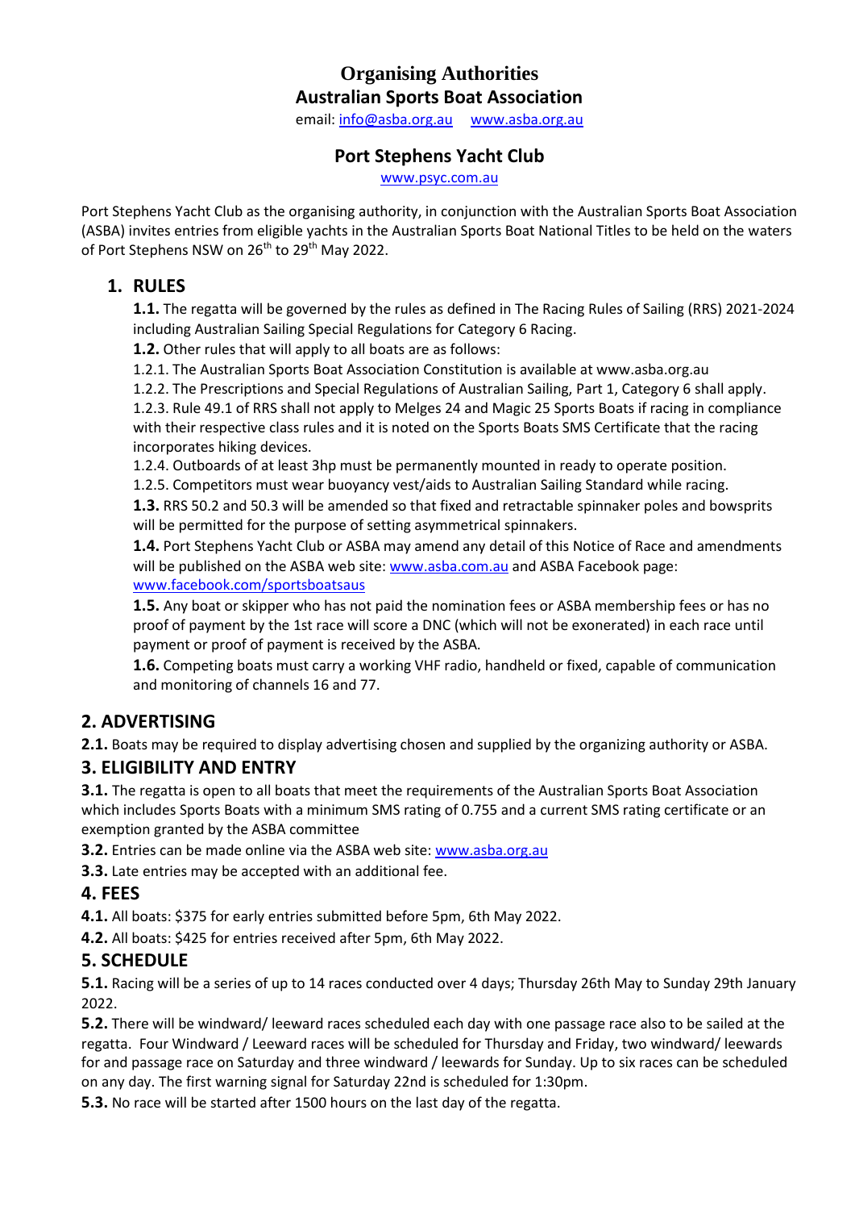# Organising Authorities

## Australian Sports Boat Association

email: info@asba.org.au www.asba.org.au

## Port Stephens Yacht Club

www.psyc.com.au

Port Stephens Yacht Club as the organising authority, in conjunction with the Australian Sports Boat Association (ASBA) invites entries from eligible yachts in the Australian Sports Boat National Titles to be held on the waters of Port Stephens NSW on 26th to 29th May 2022.

## 1. RULES

**1.1.** The regatta will be governed by the rules as defined in The Racing Rules of Sailing (RRS) 2021-2024 including Australian Sailing Special Regulations for Category 6 Racing.

**1.2.** Other rules that will apply to all boats are as follows:

1.2.1. The Australian Sports Boat Association Constitution is available at www.asba.org.au

1.2.2. The Prescriptions and Special Regulations of Australian Sailing, Part 1, Category 6 shall apply.

1.2.3. Rule 49.1 of RRS shall not apply to Melges 24 and Magic 25 Sports Boats if racing in compliance with their respective class rules and it is noted on the Sports Boats SMS Certificate that the racing incorporates hiking devices.

1.2.4. Outboards of at least 3hp must be permanently mounted in ready to operate position.

1.2.5. Competitors must wear buoyancy vest/aids to Australian Sailing Standard while racing.

**1.3.** RRS 50.2 and 50.3 will be amended so that fixed and retractable spinnaker poles and bowsprits will be permitted for the purpose of setting asymmetrical spinnakers.

**1.4.** Port Stephens Yacht Club or ASBA may amend any detail of this Notice of Race and amendments will be published on the ASBA web site: www.asba.com.au and ASBA Facebook page: www.facebook.com/sportsboatsaus

**1.5.** Any boat or skipper who has not paid the nomination fees or ASBA membership fees or has no proof of payment by the 1st race will score a DNC (which will not be exonerated) in each race until payment or proof of payment is received by the ASBA.

**1.6.** Competing boats must carry a working VHF radio, handheld or fixed, capable of communication and monitoring of channels 16 and 77.

## 2. ADVERTISING

**2.1.** Boats may be required to display advertising chosen and supplied by the organizing authority or ASBA.

## 3. ELIGIBILITY AND ENTRY

**3.1.** The regatta is open to all boats that meet the requirements of the Australian Sports Boat Association which includes Sports Boats with a minimum SMS rating of 0.755 and a current SMS rating certificate or an exemption granted by the ASBA committee

**3.2.** Entries can be made online via the ASBA web site: www.asba.org.au

**3.3.** Late entries may be accepted with an additional fee.

## 4. FEES

**4.1.** All boats: $375 for early entries submitted before 5pm, 6th May 2022.

**4.2.** All boats: $425 for entries received after 5pm, 6th May 2022.

## 5. SCHEDULE

**5.1.** Racing will be a series of up to 14 races conducted over 4 days; Thursday 26th May to Sunday 29th January 2022.

**5.2.** There will be windward/ leeward races scheduled each day with one passage race also to be sailed at the regatta. Four Windward / Leeward races will be scheduled for Thursday and Friday, two windward/ leewards for and passage race on Saturday and three windward / leewards for Sunday. Up to six races can be scheduled on any day. The first warning signal for Saturday 22nd is scheduled for 1:30pm.

**5.3.** No race will be started after 1500 hours on the last day of the regatta.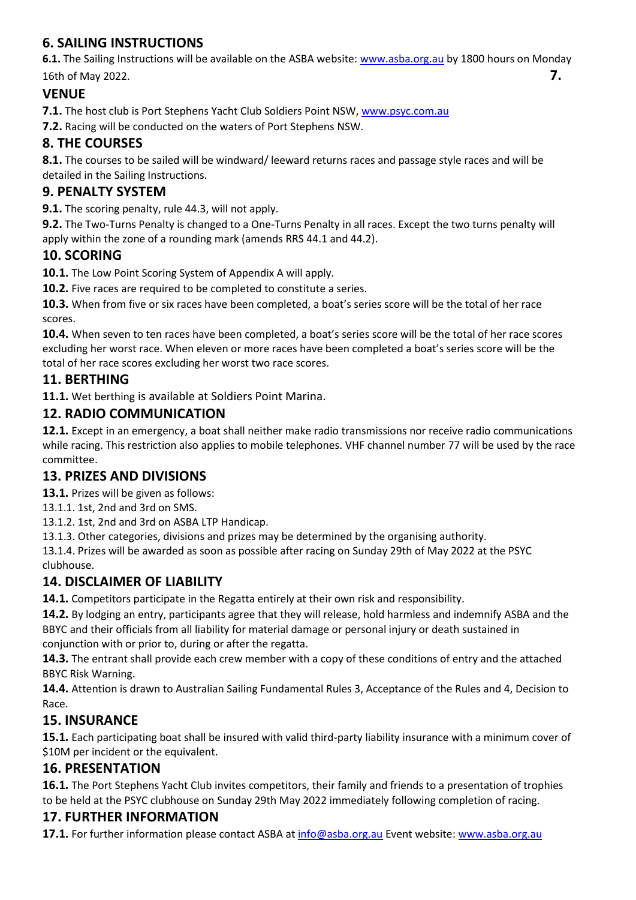## 6. SAILING INSTRUCTIONS

**6.1.** The Sailing Instructions will be available on the ASBA website: www.asba.org.au by 1800 hours on Monday 16th of May 2022. **7.**

## VENUE

**7.1.** The host club is Port Stephens Yacht Club Soldiers Point NSW, www.psyc.com.au

**7.2.** Racing will be conducted on the waters of Port Stephens NSW.

## 8. THE COURSES

**8.1.** The courses to be sailed will be windward/ leeward returns races and passage style races and will be detailed in the Sailing Instructions.

## 9. PENALTY SYSTEM

**9.1.** The scoring penalty, rule 44.3, will not apply.

**9.2.** The Two-Turns Penalty is changed to a One-Turns Penalty in all races. Except the two turns penalty will apply within the zone of a rounding mark (amends RRS 44.1 and 44.2).

## 10. SCORING

**10.1.** The Low Point Scoring System of Appendix A will apply.

**10.2.** Five races are required to be completed to constitute a series.

**10.3.** When from five or six races have been completed, a boat's series score will be the total of her race scores.

**10.4.** When seven to ten races have been completed, a boat's series score will be the total of her race scores excluding her worst race. When eleven or more races have been completed a boat's series score will be the total of her race scores excluding her worst two race scores.

## 11. BERTHING

**11.1.** Wet berthing is available at Soldiers Point Marina.

## 12. RADIO COMMUNICATION

**12.1.** Except in an emergency, a boat shall neither make radio transmissions nor receive radio communications while racing. This restriction also applies to mobile telephones. VHF channel number 77 will be used by the race committee.

## 13. PRIZES AND DIVISIONS

**13.1.** Prizes will be given as follows:

13.1.1. 1st, 2nd and 3rd on SMS.

13.1.2. 1st, 2nd and 3rd on ASBA LTP Handicap.

13.1.3. Other categories, divisions and prizes may be determined by the organising authority.

13.1.4. Prizes will be awarded as soon as possible after racing on Sunday 29th of May 2022 at the PSYC clubhouse.

## 14. DISCLAIMER OF LIABILITY

**14.1.** Competitors participate in the Regatta entirely at their own risk and responsibility.

**14.2.** By lodging an entry, participants agree that they will release, hold harmless and indemnify ASBA and the BBYC and their officials from all liability for material damage or personal injury or death sustained in conjunction with or prior to, during or after the regatta.

**14.3.** The entrant shall provide each crew member with a copy of these conditions of entry and the attached BBYC Risk Warning.

**14.4.** Attention is drawn to Australian Sailing Fundamental Rules 3, Acceptance of the Rules and 4, Decision to Race.

## 15. INSURANCE

**15.1.** Each participating boat shall be insured with valid third-party liability insurance with a minimum cover of $10M per incident or the equivalent.

## 16. PRESENTATION

**16.1.** The Port Stephens Yacht Club invites competitors, their family and friends to a presentation of trophies to be held at the PSYC clubhouse on Sunday 29th May 2022 immediately following completion of racing.

## 17. FURTHER INFORMATION

**17.1.** For further information please contact ASBA at info@asba.org.au Event website: www.asba.org.au